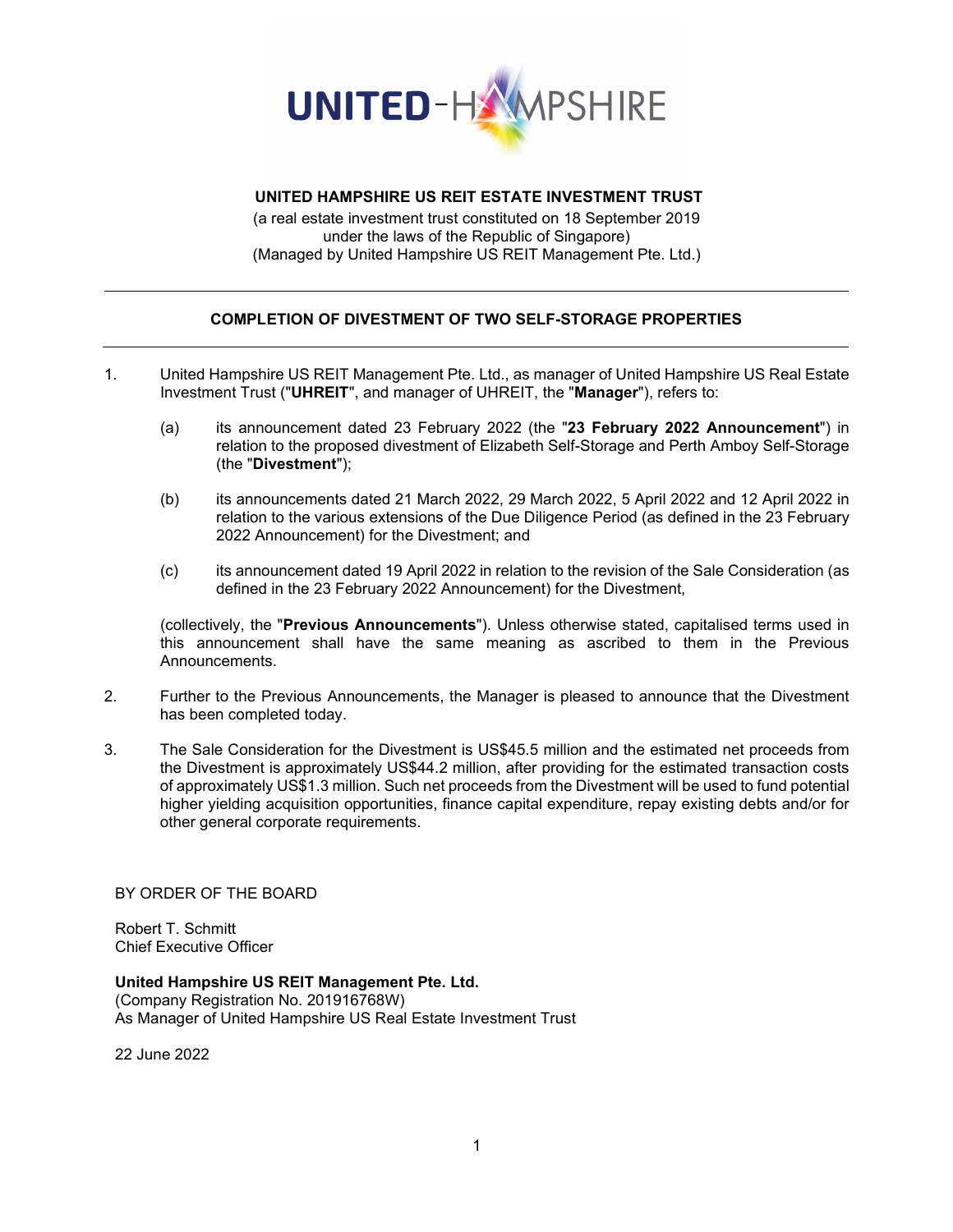**UNITED HAMPSHIRE US REIT ESTATE INVESTMENT TRUST**
(a real estate investment trust constituted on 18 September 2019
under the laws of the Republic of Singapore)
(Managed by United Hampshire US REIT Management Pte. Ltd.)

---

## COMPLETION OF DIVESTMENT OF TWO SELF-STORAGE PROPERTIES

---

1. United Hampshire US REIT Management Pte. Ltd., as manager of United Hampshire US Real Estate Investment Trust ("**UHREIT**", and manager of UHREIT, the "**Manager**"), refers to:

   (a) its announcement dated 23 February 2022 (the "**23 February 2022 Announcement**") in relation to the proposed divestment of Elizabeth Self-Storage and Perth Amboy Self-Storage (the "**Divestment**");

   (b) its announcements dated 21 March 2022, 29 March 2022, 5 April 2022 and 12 April 2022 in relation to the various extensions of the Due Diligence Period (as defined in the 23 February 2022 Announcement) for the Divestment; and

   (c) its announcement dated 19 April 2022 in relation to the revision of the Sale Consideration (as defined in the 23 February 2022 Announcement) for the Divestment,

   (collectively, the "**Previous Announcements**"). Unless otherwise stated, capitalised terms used in this announcement shall have the same meaning as ascribed to them in the Previous Announcements.

2. Further to the Previous Announcements, the Manager is pleased to announce that the Divestment has been completed today.

3. The Sale Consideration for the Divestment is US$45.5 million and the estimated net proceeds from the Divestment is approximately US$44.2 million, after providing for the estimated transaction costs of approximately US$1.3 million. Such net proceeds from the Divestment will be used to fund potential higher yielding acquisition opportunities, finance capital expenditure, repay existing debts and/or for other general corporate requirements.

BY ORDER OF THE BOARD

Robert T. Schmitt
Chief Executive Officer

**United Hampshire US REIT Management Pte. Ltd.**
(Company Registration No. 201916768W)
As Manager of United Hampshire US Real Estate Investment Trust

22 June 2022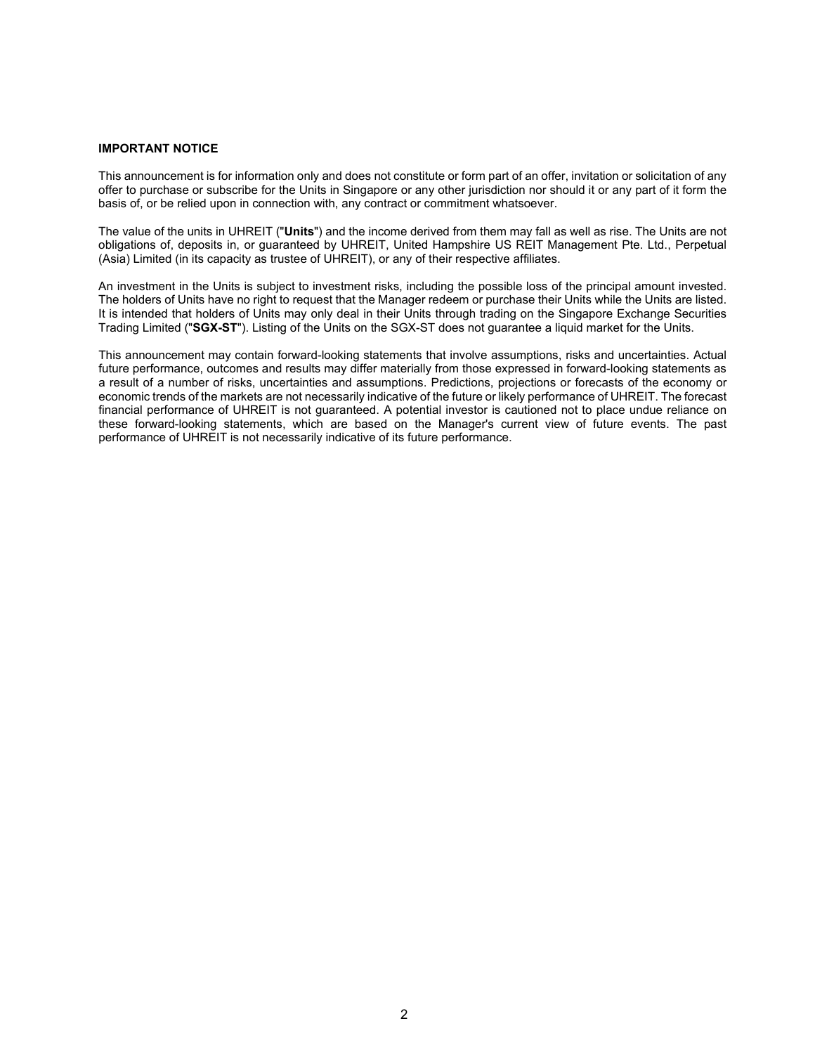**IMPORTANT NOTICE**

This announcement is for information only and does not constitute or form part of an offer, invitation or solicitation of any offer to purchase or subscribe for the Units in Singapore or any other jurisdiction nor should it or any part of it form the basis of, or be relied upon in connection with, any contract or commitment whatsoever.

The value of the units in UHREIT ("**Units**") and the income derived from them may fall as well as rise. The Units are not obligations of, deposits in, or guaranteed by UHREIT, United Hampshire US REIT Management Pte. Ltd., Perpetual (Asia) Limited (in its capacity as trustee of UHREIT), or any of their respective affiliates.

An investment in the Units is subject to investment risks, including the possible loss of the principal amount invested. The holders of Units have no right to request that the Manager redeem or purchase their Units while the Units are listed. It is intended that holders of Units may only deal in their Units through trading on the Singapore Exchange Securities Trading Limited ("**SGX-ST**"). Listing of the Units on the SGX-ST does not guarantee a liquid market for the Units.

This announcement may contain forward-looking statements that involve assumptions, risks and uncertainties. Actual future performance, outcomes and results may differ materially from those expressed in forward-looking statements as a result of a number of risks, uncertainties and assumptions. Predictions, projections or forecasts of the economy or economic trends of the markets are not necessarily indicative of the future or likely performance of UHREIT. The forecast financial performance of UHREIT is not guaranteed. A potential investor is cautioned not to place undue reliance on these forward-looking statements, which are based on the Manager's current view of future events. The past performance of UHREIT is not necessarily indicative of its future performance.